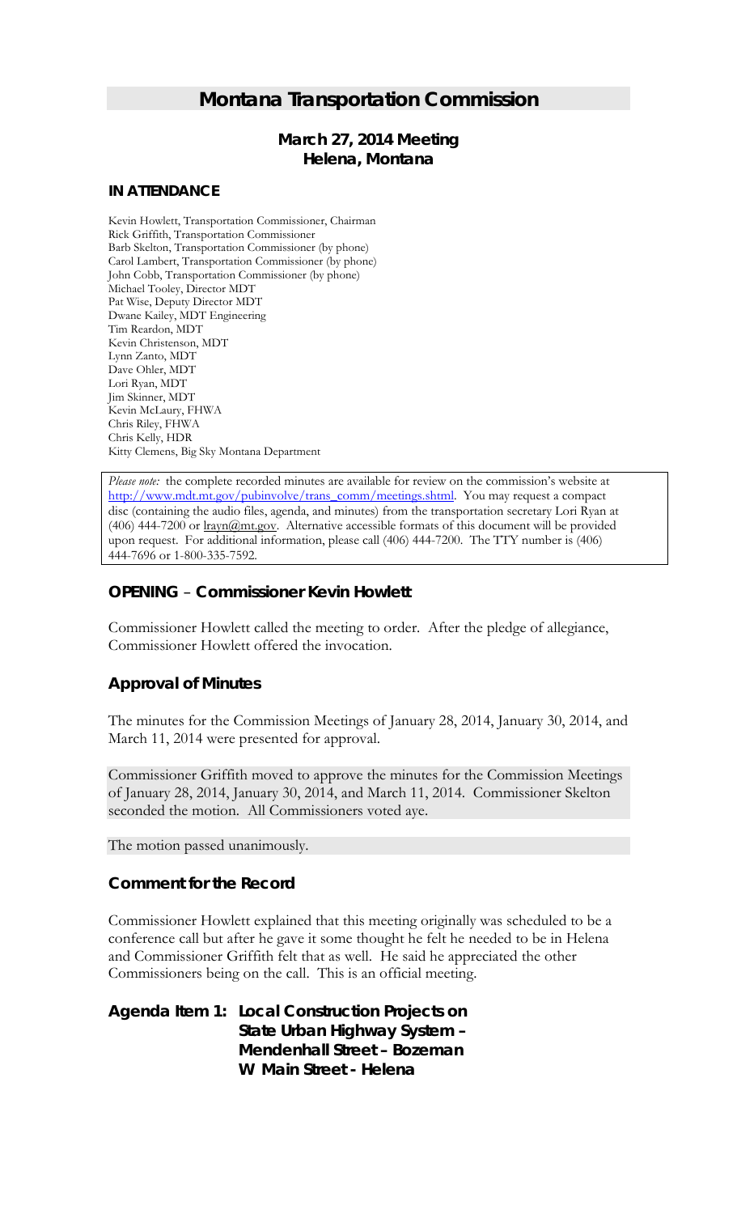# Montana Transportation Commission

## March 27, 2014 Meeting
## Helena, Montana

### IN ATTENDANCE

Kevin Howlett, Transportation Commissioner, Chairman
Rick Griffith, Transportation Commissioner
Barb Skelton, Transportation Commissioner (by phone)
Carol Lambert, Transportation Commissioner (by phone)
John Cobb, Transportation Commissioner (by phone)
Michael Tooley, Director MDT
Pat Wise, Deputy Director MDT
Dwane Kailey, MDT Engineering
Tim Reardon, MDT
Kevin Christenson, MDT
Lynn Zanto, MDT
Dave Ohler, MDT
Lori Ryan, MDT
Jim Skinner, MDT
Kevin McLaury, FHWA
Chris Riley, FHWA
Chris Kelly, HDR
Kitty Clemens, Big Sky Montana Department

*Please note:* the complete recorded minutes are available for review on the commission's website at http://www.mdt.mt.gov/pubinvolve/trans_comm/meetings.shtml. You may request a compact disc (containing the audio files, agenda, and minutes) from the transportation secretary Lori Ryan at (406) 444-7200 or lrayn@mt.gov. Alternative accessible formats of this document will be provided upon request. For additional information, please call (406) 444-7200. The TTY number is (406) 444-7696 or 1-800-335-7592.

### OPENING – Commissioner Kevin Howlett

Commissioner Howlett called the meeting to order. After the pledge of allegiance, Commissioner Howlett offered the invocation.

### Approval of Minutes

The minutes for the Commission Meetings of January 28, 2014, January 30, 2014, and March 11, 2014 were presented for approval.

Commissioner Griffith moved to approve the minutes for the Commission Meetings of January 28, 2014, January 30, 2014, and March 11, 2014. Commissioner Skelton seconded the motion. All Commissioners voted aye.

The motion passed unanimously.

### Comment for the Record

Commissioner Howlett explained that this meeting originally was scheduled to be a conference call but after he gave it some thought he felt he needed to be in Helena and Commissioner Griffith felt that as well. He said he appreciated the other Commissioners being on the call. This is an official meeting.

### Agenda Item 1: Local Construction Projects on State Urban Highway System – Mendenhall Street – Bozeman W Main Street - Helena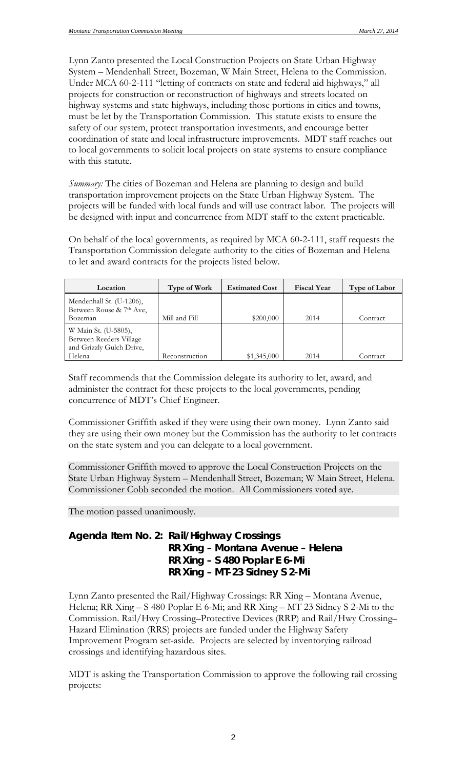Lynn Zanto presented the Local Construction Projects on State Urban Highway System – Mendenhall Street, Bozeman, W Main Street, Helena to the Commission. Under MCA 60-2-111 "letting of contracts on state and federal aid highways," all projects for construction or reconstruction of highways and streets located on highway systems and state highways, including those portions in cities and towns, must be let by the Transportation Commission. This statute exists to ensure the safety of our system, protect transportation investments, and encourage better coordination of state and local infrastructure improvements. MDT staff reaches out to local governments to solicit local projects on state systems to ensure compliance with this statute.

*Summary:* The cities of Bozeman and Helena are planning to design and build transportation improvement projects on the State Urban Highway System. The projects will be funded with local funds and will use contract labor. The projects will be designed with input and concurrence from MDT staff to the extent practicable.

On behalf of the local governments, as required by MCA 60-2-111, staff requests the Transportation Commission delegate authority to the cities of Bozeman and Helena to let and award contracts for the projects listed below.

| Location | Type of Work | Estimated Cost | Fiscal Year | Type of Labor |
|---|---|---|---|---|
| Mendenhall St. (U-1206), Between Rouse & 7th Ave, Bozeman | Mill and Fill | $200,000 | 2014 | Contract |
| W Main St. (U-5805), Between Reeders Village and Grizzly Gulch Drive, Helena | Reconstruction | $1,345,000 | 2014 | Contract |

Staff recommends that the Commission delegate its authority to let, award, and administer the contract for these projects to the local governments, pending concurrence of MDT's Chief Engineer.

Commissioner Griffith asked if they were using their own money. Lynn Zanto said they are using their own money but the Commission has the authority to let contracts on the state system and you can delegate to a local government.

Commissioner Griffith moved to approve the Local Construction Projects on the State Urban Highway System – Mendenhall Street, Bozeman; W Main Street, Helena. Commissioner Cobb seconded the motion. All Commissioners voted aye.

The motion passed unanimously.

## Agenda Item No. 2: Rail/Highway Crossings
## RR Xing – Montana Avenue – Helena
## RR Xing – S 480 Poplar E 6-Mi
## RR Xing – MT-23 Sidney S 2-Mi

Lynn Zanto presented the Rail/Highway Crossings: RR Xing – Montana Avenue, Helena; RR Xing – S 480 Poplar E 6-Mi; and RR Xing – MT 23 Sidney S 2-Mi to the Commission. Rail/Hwy Crossing–Protective Devices (RRP) and Rail/Hwy Crossing–Hazard Elimination (RRS) projects are funded under the Highway Safety Improvement Program set-aside. Projects are selected by inventorying railroad crossings and identifying hazardous sites.

MDT is asking the Transportation Commission to approve the following rail crossing projects: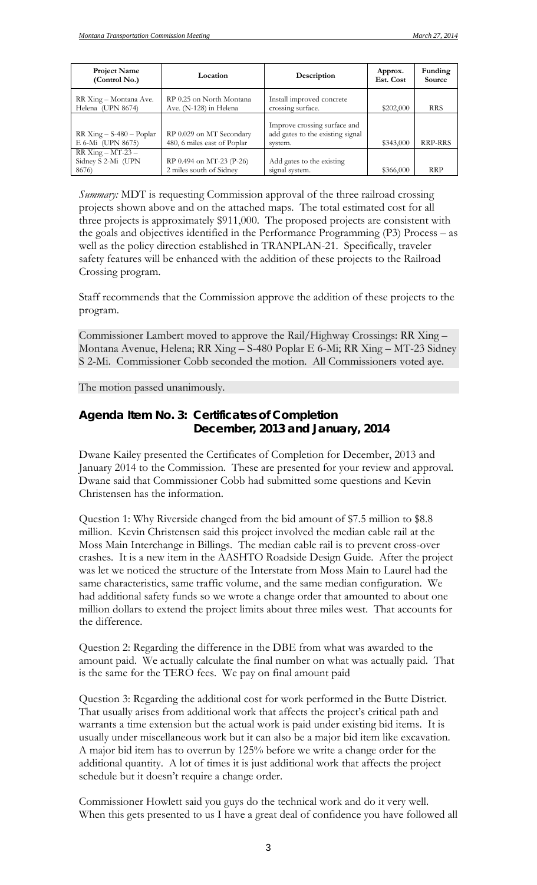| Project Name (Control No.) | Location | Description | Approx. Est. Cost | Funding Source |
|---|---|---|---|---|
| RR Xing – Montana Ave. Helena (UPN 8674) | RP 0.25 on North Montana Ave. (N-128) in Helena | Install improved concrete crossing surface. | $202,000 | RRS |
| RR Xing – S-480 – Poplar E 6-Mi (UPN 8675) | RP 0.029 on MT Secondary 480, 6 miles east of Poplar | Improve crossing surface and add gates to the existing signal system. | $343,000 | RRP-RRS |
| RR Xing – MT-23 – Sidney S 2-Mi (UPN 8676) | RP 0.494 on MT-23 (P-26) 2 miles south of Sidney | Add gates to the existing signal system. | $366,000 | RRP |

*Summary:* MDT is requesting Commission approval of the three railroad crossing projects shown above and on the attached maps. The total estimated cost for all three projects is approximately $911,000. The proposed projects are consistent with the goals and objectives identified in the Performance Programming (P3) Process – as well as the policy direction established in TRANPLAN-21. Specifically, traveler safety features will be enhanced with the addition of these projects to the Railroad Crossing program.

Staff recommends that the Commission approve the addition of these projects to the program.

Commissioner Lambert moved to approve the Rail/Highway Crossings: RR Xing – Montana Avenue, Helena; RR Xing – S-480 Poplar E 6-Mi; RR Xing – MT-23 Sidney S 2-Mi. Commissioner Cobb seconded the motion. All Commissioners voted aye.

The motion passed unanimously.

## Agenda Item No. 3: Certificates of Completion December, 2013 and January, 2014

Dwane Kailey presented the Certificates of Completion for December, 2013 and January 2014 to the Commission. These are presented for your review and approval. Dwane said that Commissioner Cobb had submitted some questions and Kevin Christensen has the information.

Question 1: Why Riverside changed from the bid amount of $7.5 million to $8.8 million. Kevin Christensen said this project involved the median cable rail at the Moss Main Interchange in Billings. The median cable rail is to prevent cross-over crashes. It is a new item in the AASHTO Roadside Design Guide. After the project was let we noticed the structure of the Interstate from Moss Main to Laurel had the same characteristics, same traffic volume, and the same median configuration. We had additional safety funds so we wrote a change order that amounted to about one million dollars to extend the project limits about three miles west. That accounts for the difference.

Question 2: Regarding the difference in the DBE from what was awarded to the amount paid. We actually calculate the final number on what was actually paid. That is the same for the TERO fees. We pay on final amount paid

Question 3: Regarding the additional cost for work performed in the Butte District. That usually arises from additional work that affects the project's critical path and warrants a time extension but the actual work is paid under existing bid items. It is usually under miscellaneous work but it can also be a major bid item like excavation. A major bid item has to overrun by 125% before we write a change order for the additional quantity. A lot of times it is just additional work that affects the project schedule but it doesn't require a change order.

Commissioner Howlett said you guys do the technical work and do it very well. When this gets presented to us I have a great deal of confidence you have followed all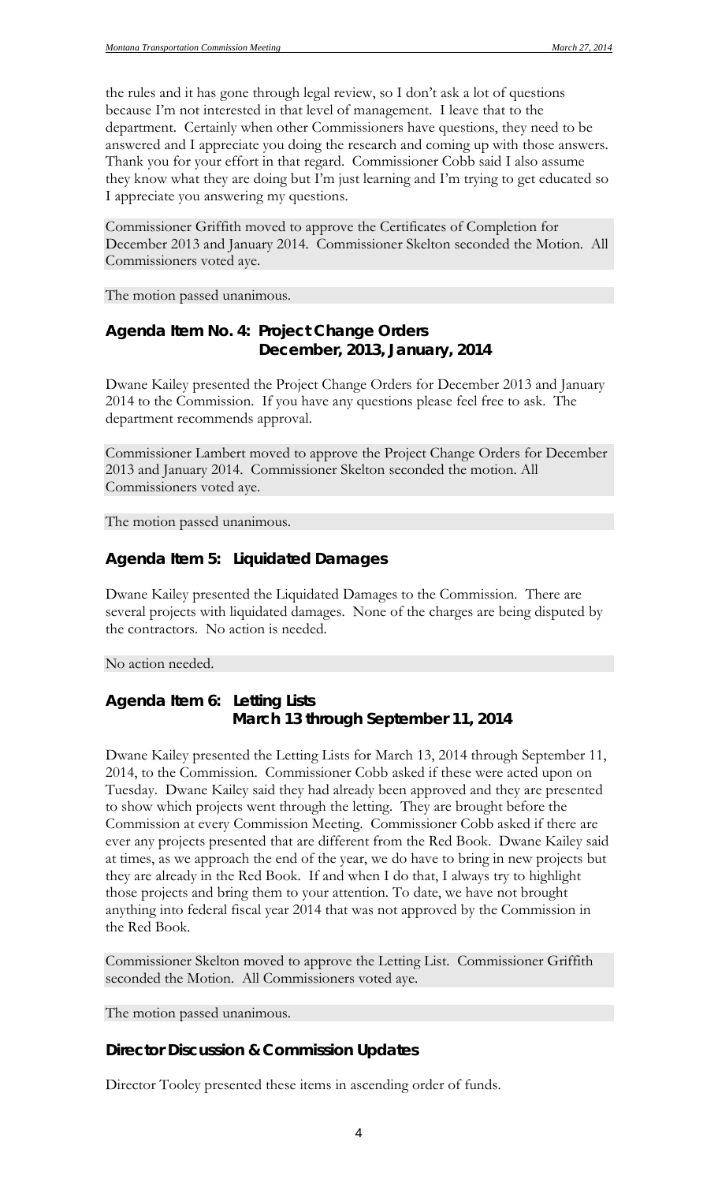the rules and it has gone through legal review, so I don't ask a lot of questions because I'm not interested in that level of management. I leave that to the department. Certainly when other Commissioners have questions, they need to be answered and I appreciate you doing the research and coming up with those answers. Thank you for your effort in that regard. Commissioner Cobb said I also assume they know what they are doing but I'm just learning and I'm trying to get educated so I appreciate you answering my questions.

Commissioner Griffith moved to approve the Certificates of Completion for December 2013 and January 2014. Commissioner Skelton seconded the Motion. All Commissioners voted aye.

The motion passed unanimous.

## Agenda Item No. 4: Project Change Orders December, 2013, January, 2014

Dwane Kailey presented the Project Change Orders for December 2013 and January 2014 to the Commission. If you have any questions please feel free to ask. The department recommends approval.

Commissioner Lambert moved to approve the Project Change Orders for December 2013 and January 2014. Commissioner Skelton seconded the motion. All Commissioners voted aye.

The motion passed unanimous.

## Agenda Item 5: Liquidated Damages

Dwane Kailey presented the Liquidated Damages to the Commission. There are several projects with liquidated damages. None of the charges are being disputed by the contractors. No action is needed.

No action needed.

## Agenda Item 6: Letting Lists March 13 through September 11, 2014

Dwane Kailey presented the Letting Lists for March 13, 2014 through September 11, 2014, to the Commission. Commissioner Cobb asked if these were acted upon on Tuesday. Dwane Kailey said they had already been approved and they are presented to show which projects went through the letting. They are brought before the Commission at every Commission Meeting. Commissioner Cobb asked if there are ever any projects presented that are different from the Red Book. Dwane Kailey said at times, as we approach the end of the year, we do have to bring in new projects but they are already in the Red Book. If and when I do that, I always try to highlight those projects and bring them to your attention. To date, we have not brought anything into federal fiscal year 2014 that was not approved by the Commission in the Red Book.

Commissioner Skelton moved to approve the Letting List. Commissioner Griffith seconded the Motion. All Commissioners voted aye.

The motion passed unanimous.

## Director Discussion & Commission Updates

Director Tooley presented these items in ascending order of funds.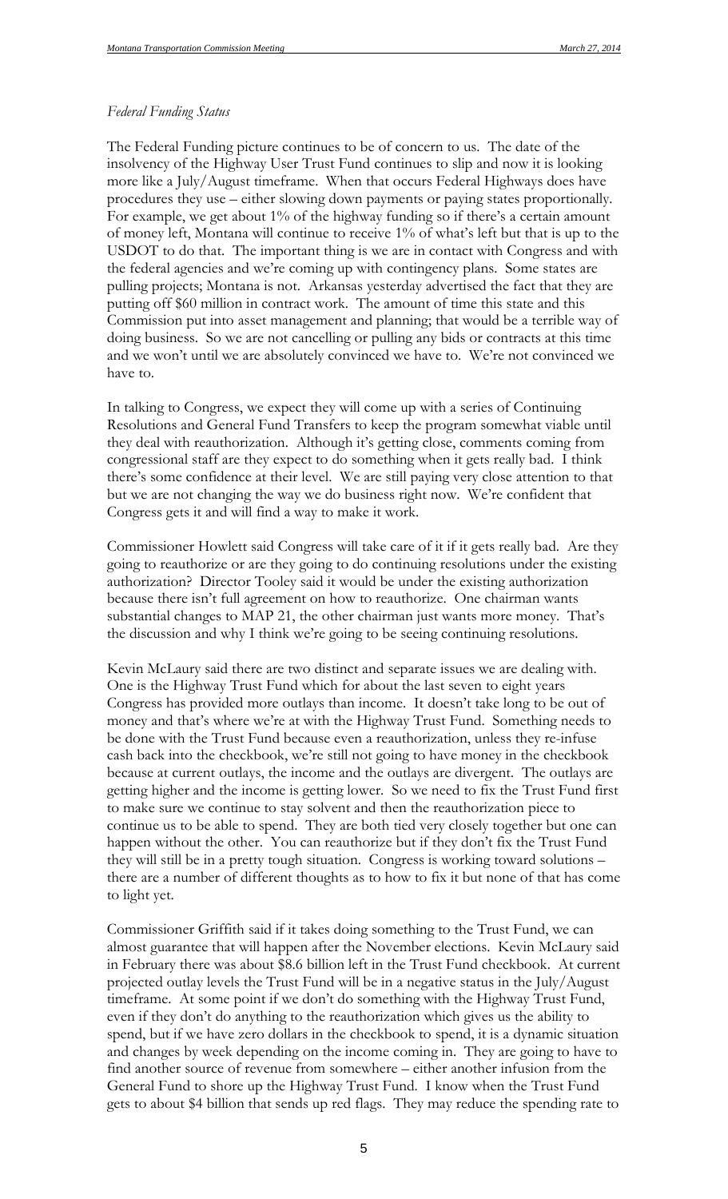*Federal Funding Status*

The Federal Funding picture continues to be of concern to us. The date of the insolvency of the Highway User Trust Fund continues to slip and now it is looking more like a July/August timeframe. When that occurs Federal Highways does have procedures they use – either slowing down payments or paying states proportionally. For example, we get about 1% of the highway funding so if there's a certain amount of money left, Montana will continue to receive 1% of what's left but that is up to the USDOT to do that. The important thing is we are in contact with Congress and with the federal agencies and we're coming up with contingency plans. Some states are pulling projects; Montana is not. Arkansas yesterday advertised the fact that they are putting off $60 million in contract work. The amount of time this state and this Commission put into asset management and planning; that would be a terrible way of doing business. So we are not cancelling or pulling any bids or contracts at this time and we won't until we are absolutely convinced we have to. We're not convinced we have to.

In talking to Congress, we expect they will come up with a series of Continuing Resolutions and General Fund Transfers to keep the program somewhat viable until they deal with reauthorization. Although it's getting close, comments coming from congressional staff are they expect to do something when it gets really bad. I think there's some confidence at their level. We are still paying very close attention to that but we are not changing the way we do business right now. We're confident that Congress gets it and will find a way to make it work.

Commissioner Howlett said Congress will take care of it if it gets really bad. Are they going to reauthorize or are they going to do continuing resolutions under the existing authorization? Director Tooley said it would be under the existing authorization because there isn't full agreement on how to reauthorize. One chairman wants substantial changes to MAP 21, the other chairman just wants more money. That's the discussion and why I think we're going to be seeing continuing resolutions.

Kevin McLaury said there are two distinct and separate issues we are dealing with. One is the Highway Trust Fund which for about the last seven to eight years Congress has provided more outlays than income. It doesn't take long to be out of money and that's where we're at with the Highway Trust Fund. Something needs to be done with the Trust Fund because even a reauthorization, unless they re-infuse cash back into the checkbook, we're still not going to have money in the checkbook because at current outlays, the income and the outlays are divergent. The outlays are getting higher and the income is getting lower. So we need to fix the Trust Fund first to make sure we continue to stay solvent and then the reauthorization piece to continue us to be able to spend. They are both tied very closely together but one can happen without the other. You can reauthorize but if they don't fix the Trust Fund they will still be in a pretty tough situation. Congress is working toward solutions – there are a number of different thoughts as to how to fix it but none of that has come to light yet.

Commissioner Griffith said if it takes doing something to the Trust Fund, we can almost guarantee that will happen after the November elections. Kevin McLaury said in February there was about $8.6 billion left in the Trust Fund checkbook. At current projected outlay levels the Trust Fund will be in a negative status in the July/August timeframe. At some point if we don't do something with the Highway Trust Fund, even if they don't do anything to the reauthorization which gives us the ability to spend, but if we have zero dollars in the checkbook to spend, it is a dynamic situation and changes by week depending on the income coming in. They are going to have to find another source of revenue from somewhere – either another infusion from the General Fund to shore up the Highway Trust Fund. I know when the Trust Fund gets to about $4 billion that sends up red flags. They may reduce the spending rate to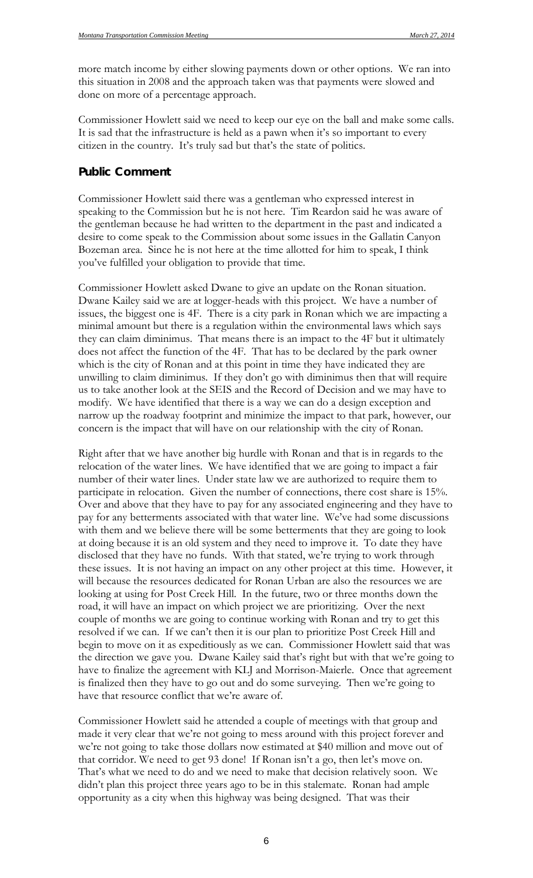more match income by either slowing payments down or other options. We ran into this situation in 2008 and the approach taken was that payments were slowed and done on more of a percentage approach.

Commissioner Howlett said we need to keep our eye on the ball and make some calls. It is sad that the infrastructure is held as a pawn when it's so important to every citizen in the country. It's truly sad but that's the state of politics.

## Public Comment

Commissioner Howlett said there was a gentleman who expressed interest in speaking to the Commission but he is not here. Tim Reardon said he was aware of the gentleman because he had written to the department in the past and indicated a desire to come speak to the Commission about some issues in the Gallatin Canyon Bozeman area. Since he is not here at the time allotted for him to speak, I think you've fulfilled your obligation to provide that time.

Commissioner Howlett asked Dwane to give an update on the Ronan situation. Dwane Kailey said we are at logger-heads with this project. We have a number of issues, the biggest one is 4F. There is a city park in Ronan which we are impacting a minimal amount but there is a regulation within the environmental laws which says they can claim diminimus. That means there is an impact to the 4F but it ultimately does not affect the function of the 4F. That has to be declared by the park owner which is the city of Ronan and at this point in time they have indicated they are unwilling to claim diminimus. If they don't go with diminimus then that will require us to take another look at the SEIS and the Record of Decision and we may have to modify. We have identified that there is a way we can do a design exception and narrow up the roadway footprint and minimize the impact to that park, however, our concern is the impact that will have on our relationship with the city of Ronan.

Right after that we have another big hurdle with Ronan and that is in regards to the relocation of the water lines. We have identified that we are going to impact a fair number of their water lines. Under state law we are authorized to require them to participate in relocation. Given the number of connections, there cost share is 15%. Over and above that they have to pay for any associated engineering and they have to pay for any betterments associated with that water line. We've had some discussions with them and we believe there will be some betterments that they are going to look at doing because it is an old system and they need to improve it. To date they have disclosed that they have no funds. With that stated, we're trying to work through these issues. It is not having an impact on any other project at this time. However, it will because the resources dedicated for Ronan Urban are also the resources we are looking at using for Post Creek Hill. In the future, two or three months down the road, it will have an impact on which project we are prioritizing. Over the next couple of months we are going to continue working with Ronan and try to get this resolved if we can. If we can't then it is our plan to prioritize Post Creek Hill and begin to move on it as expeditiously as we can. Commissioner Howlett said that was the direction we gave you. Dwane Kailey said that's right but with that we're going to have to finalize the agreement with KLJ and Morrison-Maierle. Once that agreement is finalized then they have to go out and do some surveying. Then we're going to have that resource conflict that we're aware of.

Commissioner Howlett said he attended a couple of meetings with that group and made it very clear that we're not going to mess around with this project forever and we're not going to take those dollars now estimated at $40 million and move out of that corridor. We need to get 93 done! If Ronan isn't a go, then let's move on. That's what we need to do and we need to make that decision relatively soon. We didn't plan this project three years ago to be in this stalemate. Ronan had ample opportunity as a city when this highway was being designed. That was their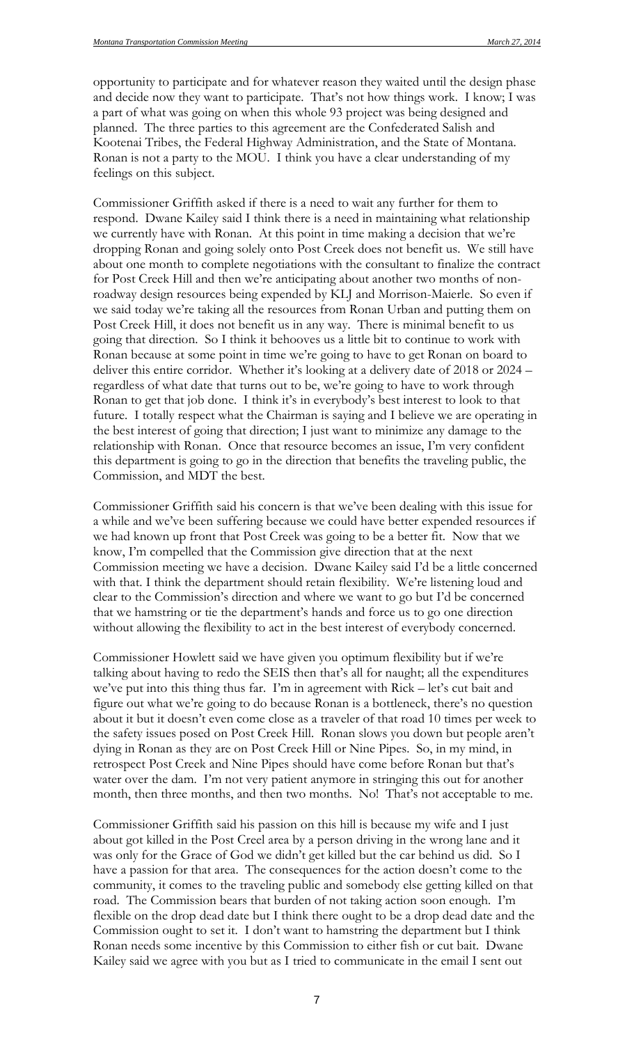opportunity to participate and for whatever reason they waited until the design phase and decide now they want to participate. That's not how things work. I know; I was a part of what was going on when this whole 93 project was being designed and planned. The three parties to this agreement are the Confederated Salish and Kootenai Tribes, the Federal Highway Administration, and the State of Montana. Ronan is not a party to the MOU. I think you have a clear understanding of my feelings on this subject.

Commissioner Griffith asked if there is a need to wait any further for them to respond. Dwane Kailey said I think there is a need in maintaining what relationship we currently have with Ronan. At this point in time making a decision that we're dropping Ronan and going solely onto Post Creek does not benefit us. We still have about one month to complete negotiations with the consultant to finalize the contract for Post Creek Hill and then we're anticipating about another two months of non-roadway design resources being expended by KLJ and Morrison-Maierle. So even if we said today we're taking all the resources from Ronan Urban and putting them on Post Creek Hill, it does not benefit us in any way. There is minimal benefit to us going that direction. So I think it behooves us a little bit to continue to work with Ronan because at some point in time we're going to have to get Ronan on board to deliver this entire corridor. Whether it's looking at a delivery date of 2018 or 2024 – regardless of what date that turns out to be, we're going to have to work through Ronan to get that job done. I think it's in everybody's best interest to look to that future. I totally respect what the Chairman is saying and I believe we are operating in the best interest of going that direction; I just want to minimize any damage to the relationship with Ronan. Once that resource becomes an issue, I'm very confident this department is going to go in the direction that benefits the traveling public, the Commission, and MDT the best.

Commissioner Griffith said his concern is that we've been dealing with this issue for a while and we've been suffering because we could have better expended resources if we had known up front that Post Creek was going to be a better fit. Now that we know, I'm compelled that the Commission give direction that at the next Commission meeting we have a decision. Dwane Kailey said I'd be a little concerned with that. I think the department should retain flexibility. We're listening loud and clear to the Commission's direction and where we want to go but I'd be concerned that we hamstring or tie the department's hands and force us to go one direction without allowing the flexibility to act in the best interest of everybody concerned.

Commissioner Howlett said we have given you optimum flexibility but if we're talking about having to redo the SEIS then that's all for naught; all the expenditures we've put into this thing thus far. I'm in agreement with Rick – let's cut bait and figure out what we're going to do because Ronan is a bottleneck, there's no question about it but it doesn't even come close as a traveler of that road 10 times per week to the safety issues posed on Post Creek Hill. Ronan slows you down but people aren't dying in Ronan as they are on Post Creek Hill or Nine Pipes. So, in my mind, in retrospect Post Creek and Nine Pipes should have come before Ronan but that's water over the dam. I'm not very patient anymore in stringing this out for another month, then three months, and then two months. No! That's not acceptable to me.

Commissioner Griffith said his passion on this hill is because my wife and I just about got killed in the Post Creel area by a person driving in the wrong lane and it was only for the Grace of God we didn't get killed but the car behind us did. So I have a passion for that area. The consequences for the action doesn't come to the community, it comes to the traveling public and somebody else getting killed on that road. The Commission bears that burden of not taking action soon enough. I'm flexible on the drop dead date but I think there ought to be a drop dead date and the Commission ought to set it. I don't want to hamstring the department but I think Ronan needs some incentive by this Commission to either fish or cut bait. Dwane Kailey said we agree with you but as I tried to communicate in the email I sent out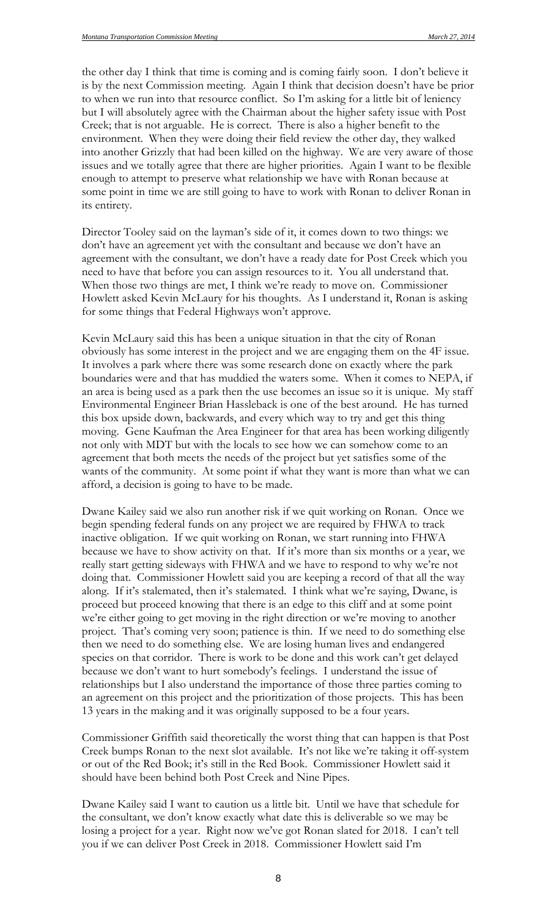the other day I think that time is coming and is coming fairly soon. I don't believe it is by the next Commission meeting. Again I think that decision doesn't have be prior to when we run into that resource conflict. So I'm asking for a little bit of leniency but I will absolutely agree with the Chairman about the higher safety issue with Post Creek; that is not arguable. He is correct. There is also a higher benefit to the environment. When they were doing their field review the other day, they walked into another Grizzly that had been killed on the highway. We are very aware of those issues and we totally agree that there are higher priorities. Again I want to be flexible enough to attempt to preserve what relationship we have with Ronan because at some point in time we are still going to have to work with Ronan to deliver Ronan in its entirety.

Director Tooley said on the layman's side of it, it comes down to two things: we don't have an agreement yet with the consultant and because we don't have an agreement with the consultant, we don't have a ready date for Post Creek which you need to have that before you can assign resources to it. You all understand that. When those two things are met, I think we're ready to move on. Commissioner Howlett asked Kevin McLaury for his thoughts. As I understand it, Ronan is asking for some things that Federal Highways won't approve.

Kevin McLaury said this has been a unique situation in that the city of Ronan obviously has some interest in the project and we are engaging them on the 4F issue. It involves a park where there was some research done on exactly where the park boundaries were and that has muddied the waters some. When it comes to NEPA, if an area is being used as a park then the use becomes an issue so it is unique. My staff Environmental Engineer Brian Hassleback is one of the best around. He has turned this box upside down, backwards, and every which way to try and get this thing moving. Gene Kaufman the Area Engineer for that area has been working diligently not only with MDT but with the locals to see how we can somehow come to an agreement that both meets the needs of the project but yet satisfies some of the wants of the community. At some point if what they want is more than what we can afford, a decision is going to have to be made.

Dwane Kailey said we also run another risk if we quit working on Ronan. Once we begin spending federal funds on any project we are required by FHWA to track inactive obligation. If we quit working on Ronan, we start running into FHWA because we have to show activity on that. If it's more than six months or a year, we really start getting sideways with FHWA and we have to respond to why we're not doing that. Commissioner Howlett said you are keeping a record of that all the way along. If it's stalemated, then it's stalemated. I think what we're saying, Dwane, is proceed but proceed knowing that there is an edge to this cliff and at some point we're either going to get moving in the right direction or we're moving to another project. That's coming very soon; patience is thin. If we need to do something else then we need to do something else. We are losing human lives and endangered species on that corridor. There is work to be done and this work can't get delayed because we don't want to hurt somebody's feelings. I understand the issue of relationships but I also understand the importance of those three parties coming to an agreement on this project and the prioritization of those projects. This has been 13 years in the making and it was originally supposed to be a four years.

Commissioner Griffith said theoretically the worst thing that can happen is that Post Creek bumps Ronan to the next slot available. It's not like we're taking it off-system or out of the Red Book; it's still in the Red Book. Commissioner Howlett said it should have been behind both Post Creek and Nine Pipes.

Dwane Kailey said I want to caution us a little bit. Until we have that schedule for the consultant, we don't know exactly what date this is deliverable so we may be losing a project for a year. Right now we've got Ronan slated for 2018. I can't tell you if we can deliver Post Creek in 2018. Commissioner Howlett said I'm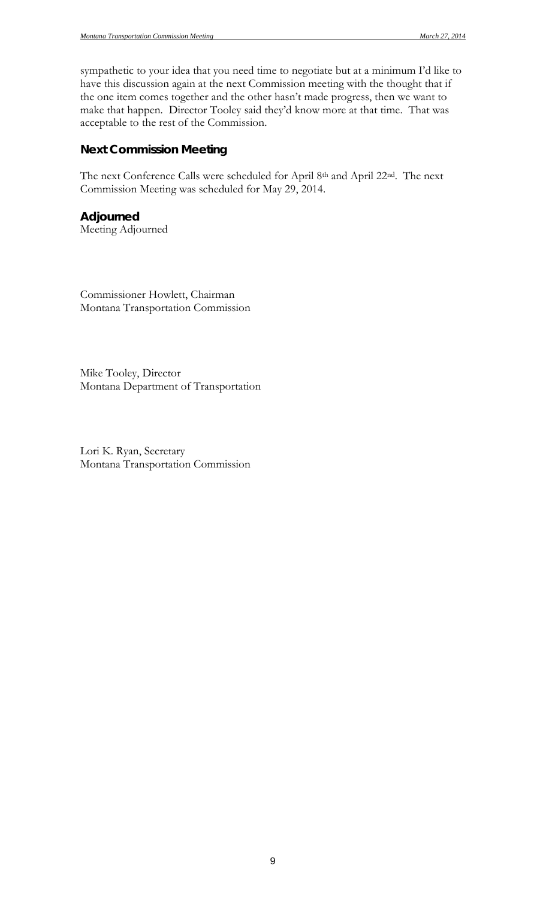sympathetic to your idea that you need time to negotiate but at a minimum I'd like to have this discussion again at the next Commission meeting with the thought that if the one item comes together and the other hasn't made progress, then we want to make that happen. Director Tooley said they'd know more at that time. That was acceptable to the rest of the Commission.

## Next Commission Meeting

The next Conference Calls were scheduled for April 8th and April 22nd. The next Commission Meeting was scheduled for May 29, 2014.

## Adjourned

Meeting Adjourned

Commissioner Howlett, Chairman
Montana Transportation Commission

Mike Tooley, Director
Montana Department of Transportation

Lori K. Ryan, Secretary
Montana Transportation Commission